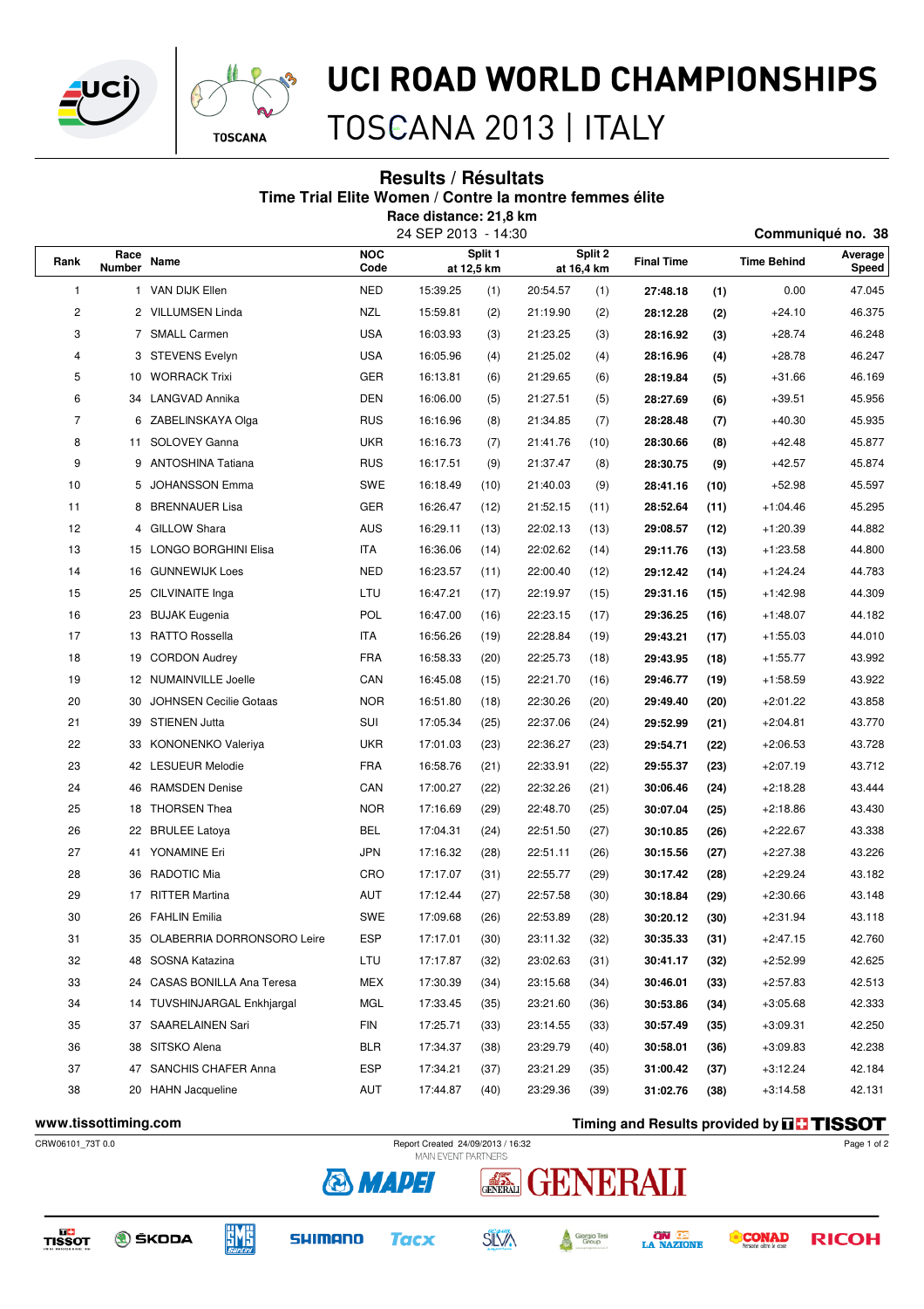# UCI ROAD WORLD CHAMPIONSHIPS

TOSCANA 2013 | ITALY

## Results / Résultats

### Time Trial Elite Women / Contre la montre femmes élite

**Race distance: 21,8 km**

24 SEP 2013 - 14:30

**Communiqué no. 38**

| Rank | Race Number | Name | NOC Code | Split 1 at 12,5 km | | Split 2 at 16,4 km | | Final Time | | Time Behind | Average Speed |
|---|---|---|---|---|---|---|---|---|---|---|---|
| 1 | 1 | VAN DIJK Ellen | NED | 15:39.25 | (1) | 20:54.57 | (1) | **27:48.18** | **(1)** | 0.00 | 47.045 |
| 2 | 2 | VILLUMSEN Linda | NZL | 15:59.81 | (2) | 21:19.90 | (2) | **28:12.28** | **(2)** | +24.10 | 46.375 |
| 3 | 7 | SMALL Carmen | USA | 16:03.93 | (3) | 21:23.25 | (3) | **28:16.92** | **(3)** | +28.74 | 46.248 |
| 4 | 3 | STEVENS Evelyn | USA | 16:05.96 | (4) | 21:25.02 | (4) | **28:16.96** | **(4)** | +28.78 | 46.247 |
| 5 | 10 | WORRACK Trixi | GER | 16:13.81 | (6) | 21:29.65 | (6) | **28:19.84** | **(5)** | +31.66 | 46.169 |
| 6 | 34 | LANGVAD Annika | DEN | 16:06.00 | (5) | 21:27.51 | (5) | **28:27.69** | **(6)** | +39.51 | 45.956 |
| 7 | 6 | ZABELINSKAYA Olga | RUS | 16:16.96 | (8) | 21:34.85 | (7) | **28:28.48** | **(7)** | +40.30 | 45.935 |
| 8 | 11 | SOLOVEY Ganna | UKR | 16:16.73 | (7) | 21:41.76 | (10) | **28:30.66** | **(8)** | +42.48 | 45.877 |
| 9 | 9 | ANTOSHINA Tatiana | RUS | 16:17.51 | (9) | 21:37.47 | (8) | **28:30.75** | **(9)** | +42.57 | 45.874 |
| 10 | 5 | JOHANSSON Emma | SWE | 16:18.49 | (10) | 21:40.03 | (9) | **28:41.16** | **(10)** | +52.98 | 45.597 |
| 11 | 8 | BRENNAUER Lisa | GER | 16:26.47 | (12) | 21:52.15 | (11) | **28:52.64** | **(11)** | +1:04.46 | 45.295 |
| 12 | 4 | GILLOW Shara | AUS | 16:29.11 | (13) | 22:02.13 | (13) | **29:08.57** | **(12)** | +1:20.39 | 44.882 |
| 13 | 15 | LONGO BORGHINI Elisa | ITA | 16:36.06 | (14) | 22:02.62 | (14) | **29:11.76** | **(13)** | +1:23.58 | 44.800 |
| 14 | 16 | GUNNEWIJK Loes | NED | 16:23.57 | (11) | 22:00.40 | (12) | **29:12.42** | **(14)** | +1:24.24 | 44.783 |
| 15 | 25 | CILVINAITE Inga | LTU | 16:47.21 | (17) | 22:19.97 | (15) | **29:31.16** | **(15)** | +1:42.98 | 44.309 |
| 16 | 23 | BUJAK Eugenia | POL | 16:47.00 | (16) | 22:23.15 | (17) | **29:36.25** | **(16)** | +1:48.07 | 44.182 |
| 17 | 13 | RATTO Rossella | ITA | 16:56.26 | (19) | 22:28.84 | (19) | **29:43.21** | **(17)** | +1:55.03 | 44.010 |
| 18 | 19 | CORDON Audrey | FRA | 16:58.33 | (20) | 22:25.73 | (18) | **29:43.95** | **(18)** | +1:55.77 | 43.992 |
| 19 | 12 | NUMAINVILLE Joelle | CAN | 16:45.08 | (15) | 22:21.70 | (16) | **29:46.77** | **(19)** | +1:58.59 | 43.922 |
| 20 | 30 | JOHNSEN Cecilie Gotaas | NOR | 16:51.80 | (18) | 22:30.26 | (20) | **29:49.40** | **(20)** | +2:01.22 | 43.858 |
| 21 | 39 | STIENEN Jutta | SUI | 17:05.34 | (25) | 22:37.06 | (24) | **29:52.99** | **(21)** | +2:04.81 | 43.770 |
| 22 | 33 | KONONENKO Valeriya | UKR | 17:01.03 | (23) | 22:36.27 | (23) | **29:54.71** | **(22)** | +2:06.53 | 43.728 |
| 23 | 42 | LESUEUR Melodie | FRA | 16:58.76 | (21) | 22:33.91 | (22) | **29:55.37** | **(23)** | +2:07.19 | 43.712 |
| 24 | 46 | RAMSDEN Denise | CAN | 17:00.27 | (22) | 22:32.26 | (21) | **30:06.46** | **(24)** | +2:18.28 | 43.444 |
| 25 | 18 | THORSEN Thea | NOR | 17:16.69 | (29) | 22:48.70 | (25) | **30:07.04** | **(25)** | +2:18.86 | 43.430 |
| 26 | 22 | BRULEE Latoya | BEL | 17:04.31 | (24) | 22:51.50 | (27) | **30:10.85** | **(26)** | +2:22.67 | 43.338 |
| 27 | 41 | YONAMINE Eri | JPN | 17:16.32 | (28) | 22:51.11 | (26) | **30:15.56** | **(27)** | +2:27.38 | 43.226 |
| 28 | 36 | RADOTIC Mia | CRO | 17:17.07 | (31) | 22:55.77 | (29) | **30:17.42** | **(28)** | +2:29.24 | 43.182 |
| 29 | 17 | RITTER Martina | AUT | 17:12.44 | (27) | 22:57.58 | (30) | **30:18.84** | **(29)** | +2:30.66 | 43.148 |
| 30 | 26 | FAHLIN Emilia | SWE | 17:09.68 | (26) | 22:53.89 | (28) | **30:20.12** | **(30)** | +2:31.94 | 43.118 |
| 31 | 35 | OLABERRIA DORRONSORO Leire | ESP | 17:17.01 | (30) | 23:11.32 | (32) | **30:35.33** | **(31)** | +2:47.15 | 42.760 |
| 32 | 48 | SOSNA Katazina | LTU | 17:17.87 | (32) | 23:02.63 | (31) | **30:41.17** | **(32)** | +2:52.99 | 42.625 |
| 33 | 24 | CASAS BONILLA Ana Teresa | MEX | 17:30.39 | (34) | 23:15.68 | (34) | **30:46.01** | **(33)** | +2:57.83 | 42.513 |
| 34 | 14 | TUVSHINJARGAL Enkhjargal | MGL | 17:33.45 | (35) | 23:21.60 | (36) | **30:53.86** | **(34)** | +3:05.68 | 42.333 |
| 35 | 37 | SAARELAINEN Sari | FIN | 17:25.71 | (33) | 23:14.55 | (33) | **30:57.49** | **(35)** | +3:09.31 | 42.250 |
| 36 | 38 | SITSKO Alena | BLR | 17:34.37 | (38) | 23:29.79 | (40) | **30:58.01** | **(36)** | +3:09.83 | 42.238 |
| 37 | 47 | SANCHIS CHAFER Anna | ESP | 17:34.21 | (37) | 23:21.29 | (35) | **31:00.42** | **(37)** | +3:12.24 | 42.184 |
| 38 | 20 | HAHN Jacqueline | AUT | 17:44.87 | (40) | 23:29.36 | (39) | **31:02.76** | **(38)** | +3:14.58 | 42.131 |

www.tissottiming.com — Timing and Results provided by TISSOT

CRW06101_73T 0.0 — Report Created 24/09/2013 / 16:32

MAIN EVENT PARTNERS: MAPEI, GENERALI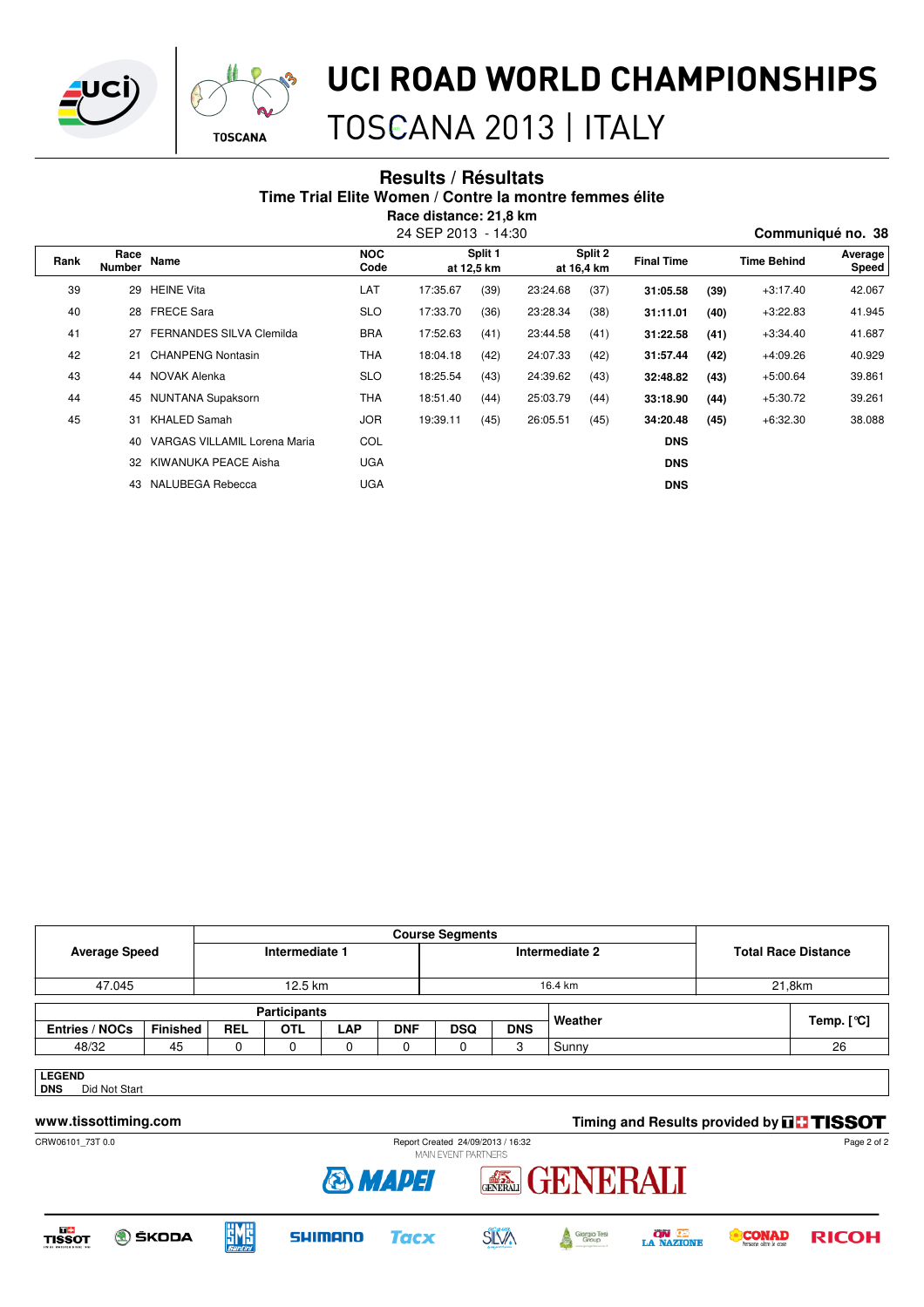# UCI ROAD WORLD CHAMPIONSHIPS

TOSCANA 2013 | ITALY

## Results / Résultats

### Time Trial Elite Women / Contre la montre femmes élite

**Race distance: 21,8 km**

24 SEP 2013 - 14:30

**Communiqué no. 38**

| Rank | Race Number | Name | NOC Code | Split 1 at 12,5 km | | Split 2 at 16,4 km | | Final Time | | Time Behind | Average Speed |
|---|---|---|---|---|---|---|---|---|---|---|---|
| 39 | 29 | HEINE Vita | LAT | 17:35.67 | (39) | 23:24.68 | (37) | **31:05.58** | **(39)** | +3:17.40 | 42.067 |
| 40 | 28 | FRECE Sara | SLO | 17:33.70 | (36) | 23:28.34 | (38) | **31:11.01** | **(40)** | +3:22.83 | 41.945 |
| 41 | 27 | FERNANDES SILVA Clemilda | BRA | 17:52.63 | (41) | 23:44.58 | (41) | **31:22.58** | **(41)** | +3:34.40 | 41.687 |
| 42 | 21 | CHANPENG Nontasin | THA | 18:04.18 | (42) | 24:07.33 | (42) | **31:57.44** | **(42)** | +4:09.26 | 40.929 |
| 43 | 44 | NOVAK Alenka | SLO | 18:25.54 | (43) | 24:39.62 | (43) | **32:48.82** | **(43)** | +5:00.64 | 39.861 |
| 44 | 45 | NUNTANA Supaksorn | THA | 18:51.40 | (44) | 25:03.79 | (44) | **33:18.90** | **(44)** | +5:30.72 | 39.261 |
| 45 | 31 | KHALED Samah | JOR | 19:39.11 | (45) | 26:05.51 | (45) | **34:20.48** | **(45)** | +6:32.30 | 38.088 |
| | 40 | VARGAS VILLAMIL Lorena Maria | COL | | | | | **DNS** | | | |
| | 32 | KIWANUKA PEACE Aisha | UGA | | | | | **DNS** | | | |
| | 43 | NALUBEGA Rebecca | UGA | | | | | **DNS** | | | |

| Average Speed | Course Segments: Intermediate 1 | Course Segments: Intermediate 2 | Total Race Distance |
|---|---|---|---|
| 47.045 | 12.5 km | 16.4 km | 21,8km |

| Entries / NOCs | Finished | REL | OTL | LAP | DNF | DSQ | DNS | Weather | Temp. [°C] |
|---|---|---|---|---|---|---|---|---|---|
| 48/32 | 45 | 0 | 0 | 0 | 0 | 0 | 3 | Sunny | 26 |

**LEGEND**
**DNS** Did Not Start

**www.tissottiming.com**

**Timing and Results provided by TISSOT**

CRW06101_73T 0.0

Report Created 24/09/2013 / 16:32

MAIN EVENT PARTNERS